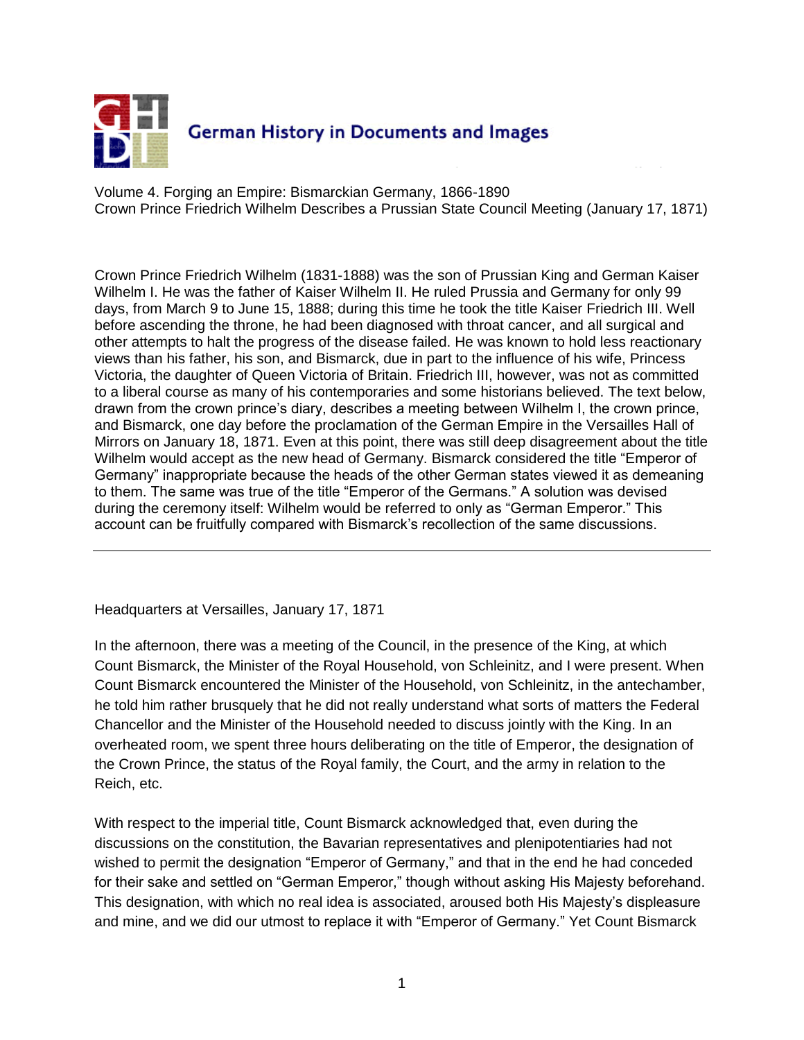# German History in Documents and Images

Volume 4. Forging an Empire: Bismarckian Germany, 1866-1890
Crown Prince Friedrich Wilhelm Describes a Prussian State Council Meeting (January 17, 1871)

Crown Prince Friedrich Wilhelm (1831-1888) was the son of Prussian King and German Kaiser Wilhelm I. He was the father of Kaiser Wilhelm II. He ruled Prussia and Germany for only 99 days, from March 9 to June 15, 1888; during this time he took the title Kaiser Friedrich III. Well before ascending the throne, he had been diagnosed with throat cancer, and all surgical and other attempts to halt the progress of the disease failed. He was known to hold less reactionary views than his father, his son, and Bismarck, due in part to the influence of his wife, Princess Victoria, the daughter of Queen Victoria of Britain. Friedrich III, however, was not as committed to a liberal course as many of his contemporaries and some historians believed. The text below, drawn from the crown prince's diary, describes a meeting between Wilhelm I, the crown prince, and Bismarck, one day before the proclamation of the German Empire in the Versailles Hall of Mirrors on January 18, 1871. Even at this point, there was still deep disagreement about the title Wilhelm would accept as the new head of Germany. Bismarck considered the title "Emperor of Germany" inappropriate because the heads of the other German states viewed it as demeaning to them. The same was true of the title "Emperor of the Germans." A solution was devised during the ceremony itself: Wilhelm would be referred to only as "German Emperor." This account can be fruitfully compared with Bismarck's recollection of the same discussions.

---

Headquarters at Versailles, January 17, 1871

In the afternoon, there was a meeting of the Council, in the presence of the King, at which Count Bismarck, the Minister of the Royal Household, von Schleinitz, and I were present. When Count Bismarck encountered the Minister of the Household, von Schleinitz, in the antechamber, he told him rather brusquely that he did not really understand what sorts of matters the Federal Chancellor and the Minister of the Household needed to discuss jointly with the King. In an overheated room, we spent three hours deliberating on the title of Emperor, the designation of the Crown Prince, the status of the Royal family, the Court, and the army in relation to the Reich, etc.

With respect to the imperial title, Count Bismarck acknowledged that, even during the discussions on the constitution, the Bavarian representatives and plenipotentiaries had not wished to permit the designation "Emperor of Germany," and that in the end he had conceded for their sake and settled on "German Emperor," though without asking His Majesty beforehand. This designation, with which no real idea is associated, aroused both His Majesty's displeasure and mine, and we did our utmost to replace it with "Emperor of Germany." Yet Count Bismarck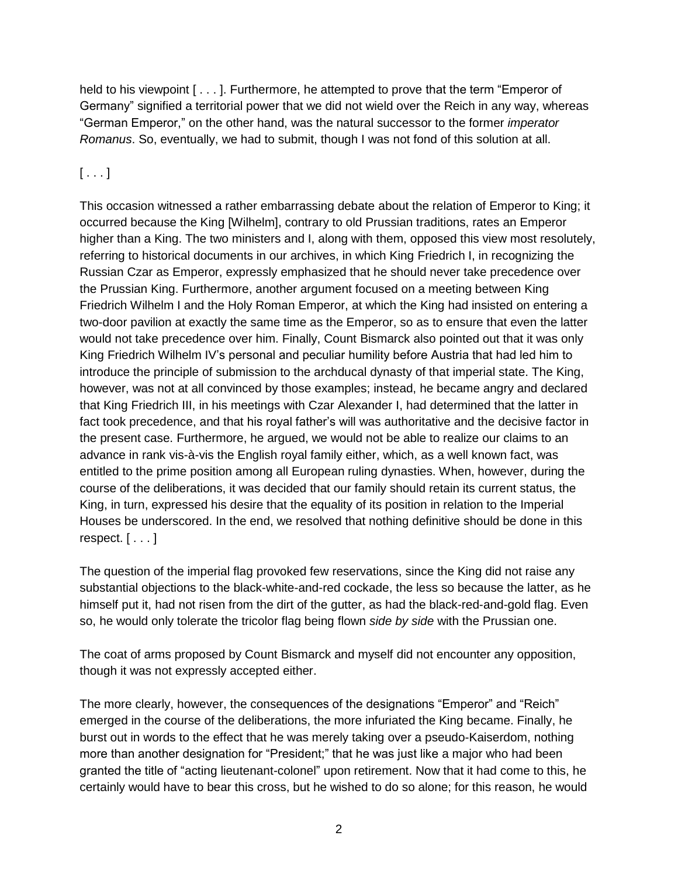held to his viewpoint [ . . . ]. Furthermore, he attempted to prove that the term "Emperor of Germany" signified a territorial power that we did not wield over the Reich in any way, whereas "German Emperor," on the other hand, was the natural successor to the former *imperator Romanus*. So, eventually, we had to submit, though I was not fond of this solution at all.

[ . . . ]

This occasion witnessed a rather embarrassing debate about the relation of Emperor to King; it occurred because the King [Wilhelm], contrary to old Prussian traditions, rates an Emperor higher than a King. The two ministers and I, along with them, opposed this view most resolutely, referring to historical documents in our archives, in which King Friedrich I, in recognizing the Russian Czar as Emperor, expressly emphasized that he should never take precedence over the Prussian King. Furthermore, another argument focused on a meeting between King Friedrich Wilhelm I and the Holy Roman Emperor, at which the King had insisted on entering a two-door pavilion at exactly the same time as the Emperor, so as to ensure that even the latter would not take precedence over him. Finally, Count Bismarck also pointed out that it was only King Friedrich Wilhelm IV's personal and peculiar humility before Austria that had led him to introduce the principle of submission to the archducal dynasty of that imperial state. The King, however, was not at all convinced by those examples; instead, he became angry and declared that King Friedrich III, in his meetings with Czar Alexander I, had determined that the latter in fact took precedence, and that his royal father's will was authoritative and the decisive factor in the present case. Furthermore, he argued, we would not be able to realize our claims to an advance in rank vis-à-vis the English royal family either, which, as a well known fact, was entitled to the prime position among all European ruling dynasties. When, however, during the course of the deliberations, it was decided that our family should retain its current status, the King, in turn, expressed his desire that the equality of its position in relation to the Imperial Houses be underscored. In the end, we resolved that nothing definitive should be done in this respect. [ . . . ]

The question of the imperial flag provoked few reservations, since the King did not raise any substantial objections to the black-white-and-red cockade, the less so because the latter, as he himself put it, had not risen from the dirt of the gutter, as had the black-red-and-gold flag. Even so, he would only tolerate the tricolor flag being flown *side by side* with the Prussian one.

The coat of arms proposed by Count Bismarck and myself did not encounter any opposition, though it was not expressly accepted either.

The more clearly, however, the consequences of the designations "Emperor" and "Reich" emerged in the course of the deliberations, the more infuriated the King became. Finally, he burst out in words to the effect that he was merely taking over a pseudo-Kaiserdom, nothing more than another designation for "President;" that he was just like a major who had been granted the title of "acting lieutenant-colonel" upon retirement. Now that it had come to this, he certainly would have to bear this cross, but he wished to do so alone; for this reason, he would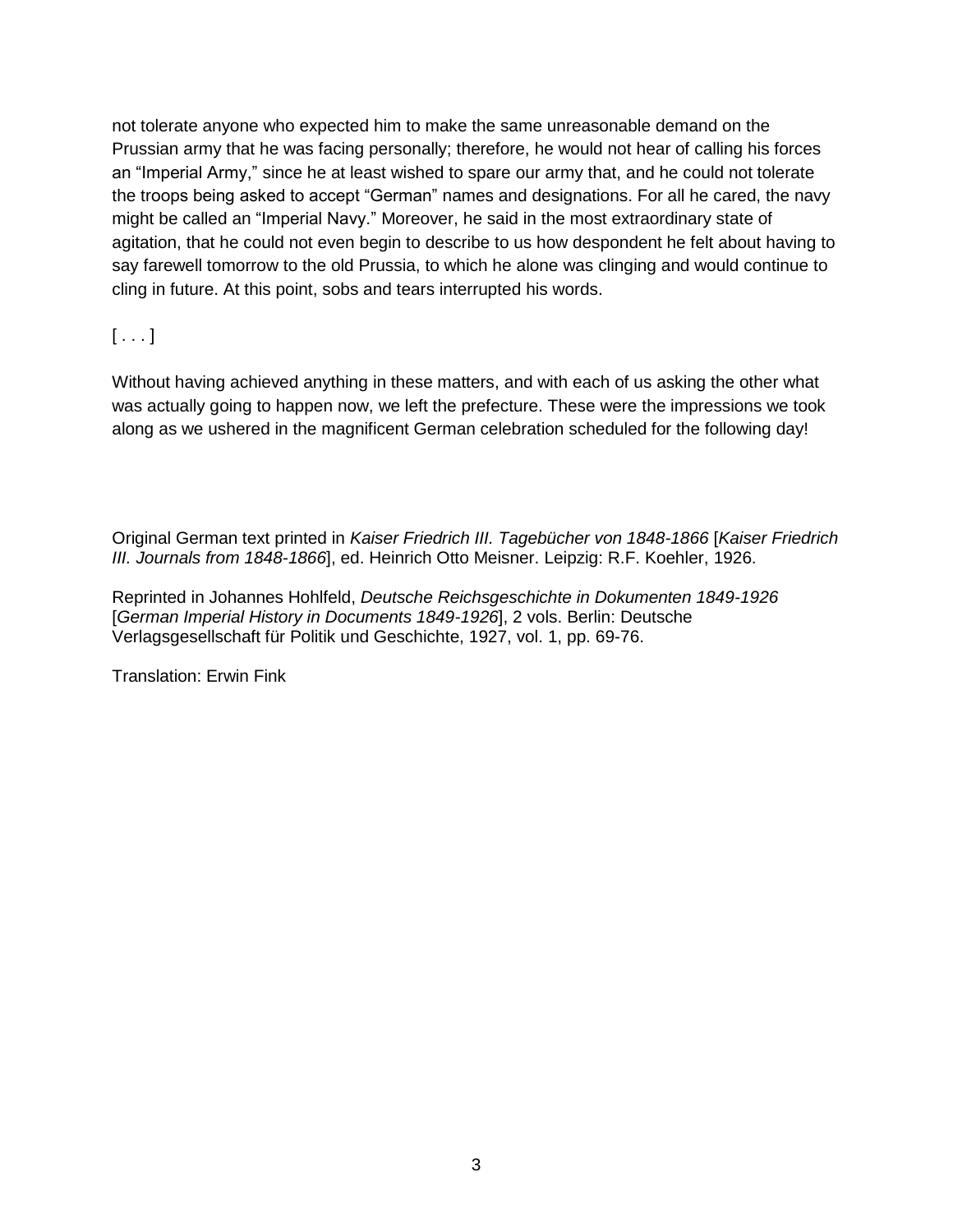not tolerate anyone who expected him to make the same unreasonable demand on the Prussian army that he was facing personally; therefore, he would not hear of calling his forces an "Imperial Army," since he at least wished to spare our army that, and he could not tolerate the troops being asked to accept "German" names and designations. For all he cared, the navy might be called an "Imperial Navy." Moreover, he said in the most extraordinary state of agitation, that he could not even begin to describe to us how despondent he felt about having to say farewell tomorrow to the old Prussia, to which he alone was clinging and would continue to cling in future. At this point, sobs and tears interrupted his words.

[ . . . ]

Without having achieved anything in these matters, and with each of us asking the other what was actually going to happen now, we left the prefecture. These were the impressions we took along as we ushered in the magnificent German celebration scheduled for the following day!

Original German text printed in *Kaiser Friedrich III. Tagebücher von 1848-1866* [*Kaiser Friedrich III. Journals from 1848-1866*], ed. Heinrich Otto Meisner. Leipzig: R.F. Koehler, 1926.

Reprinted in Johannes Hohlfeld, *Deutsche Reichsgeschichte in Dokumenten 1849-1926* [*German Imperial History in Documents 1849-1926*], 2 vols. Berlin: Deutsche Verlagsgesellschaft für Politik und Geschichte, 1927, vol. 1, pp. 69-76.

Translation: Erwin Fink